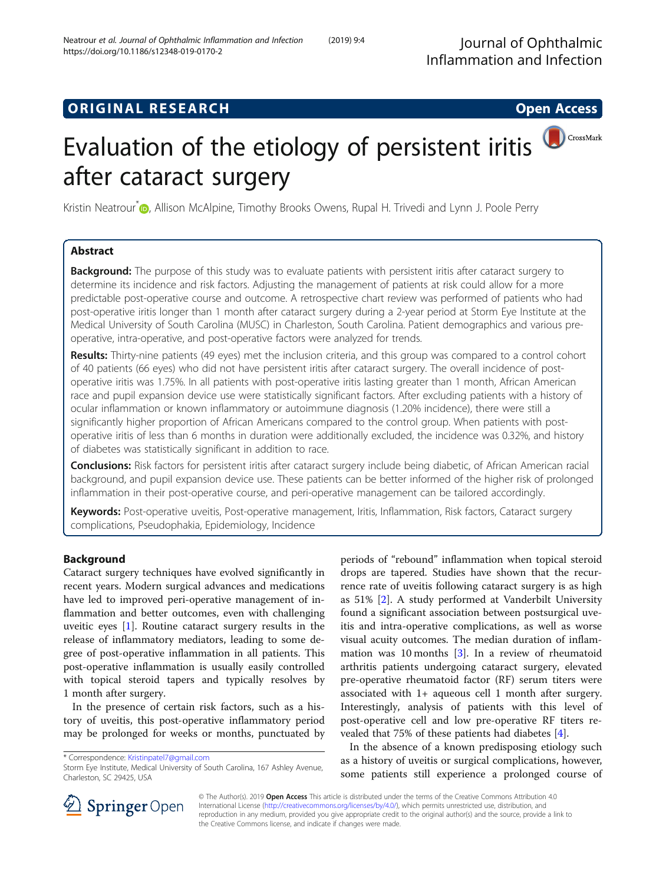ORIGINAL RESEARCH Open Access

# Evaluation of the etiology of persistent iritis after cataract surgery

Kristin Neatrour*, Allison McAlpine, Timothy Brooks Owens, Rupal H. Trivedi and Lynn J. Poole Perry

## Abstract

**Background:** The purpose of this study was to evaluate patients with persistent iritis after cataract surgery to determine its incidence and risk factors. Adjusting the management of patients at risk could allow for a more predictable post-operative course and outcome. A retrospective chart review was performed of patients who had post-operative iritis longer than 1 month after cataract surgery during a 2-year period at Storm Eye Institute at the Medical University of South Carolina (MUSC) in Charleston, South Carolina. Patient demographics and various pre-operative, intra-operative, and post-operative factors were analyzed for trends.

**Results:** Thirty-nine patients (49 eyes) met the inclusion criteria, and this group was compared to a control cohort of 40 patients (66 eyes) who did not have persistent iritis after cataract surgery. The overall incidence of post-operative iritis was 1.75%. In all patients with post-operative iritis lasting greater than 1 month, African American race and pupil expansion device use were statistically significant factors. After excluding patients with a history of ocular inflammation or known inflammatory or autoimmune diagnosis (1.20% incidence), there were still a significantly higher proportion of African Americans compared to the control group. When patients with post-operative iritis of less than 6 months in duration were additionally excluded, the incidence was 0.32%, and history of diabetes was statistically significant in addition to race.

**Conclusions:** Risk factors for persistent iritis after cataract surgery include being diabetic, of African American racial background, and pupil expansion device use. These patients can be better informed of the higher risk of prolonged inflammation in their post-operative course, and peri-operative management can be tailored accordingly.

**Keywords:** Post-operative uveitis, Post-operative management, Iritis, Inflammation, Risk factors, Cataract surgery complications, Pseudophakia, Epidemiology, Incidence

## Background

Cataract surgery techniques have evolved significantly in recent years. Modern surgical advances and medications have led to improved peri-operative management of inflammation and better outcomes, even with challenging uveitic eyes [1]. Routine cataract surgery results in the release of inflammatory mediators, leading to some degree of post-operative inflammation in all patients. This post-operative inflammation is usually easily controlled with topical steroid tapers and typically resolves by 1 month after surgery.

In the presence of certain risk factors, such as a history of uveitis, this post-operative inflammatory period may be prolonged for weeks or months, punctuated by periods of "rebound" inflammation when topical steroid drops are tapered. Studies have shown that the recurrence rate of uveitis following cataract surgery is as high as 51% [2]. A study performed at Vanderbilt University found a significant association between postsurgical uveitis and intra-operative complications, as well as worse visual acuity outcomes. The median duration of inflammation was 10 months [3]. In a review of rheumatoid arthritis patients undergoing cataract surgery, elevated pre-operative rheumatoid factor (RF) serum titers were associated with 1+ aqueous cell 1 month after surgery. Interestingly, analysis of patients with this level of post-operative cell and low pre-operative RF titers revealed that 75% of these patients had diabetes [4].

In the absence of a known predisposing etiology such as a history of uveitis or surgical complications, however, some patients still experience a prolonged course of

* Correspondence: Kristinpatel7@gmail.com
Storm Eye Institute, Medical University of South Carolina, 167 Ashley Avenue, Charleston, SC 29425, USA

© The Author(s). 2019 **Open Access** This article is distributed under the terms of the Creative Commons Attribution 4.0 International License (http://creativecommons.org/licenses/by/4.0/), which permits unrestricted use, distribution, and reproduction in any medium, provided you give appropriate credit to the original author(s) and the source, provide a link to the Creative Commons license, and indicate if changes were made.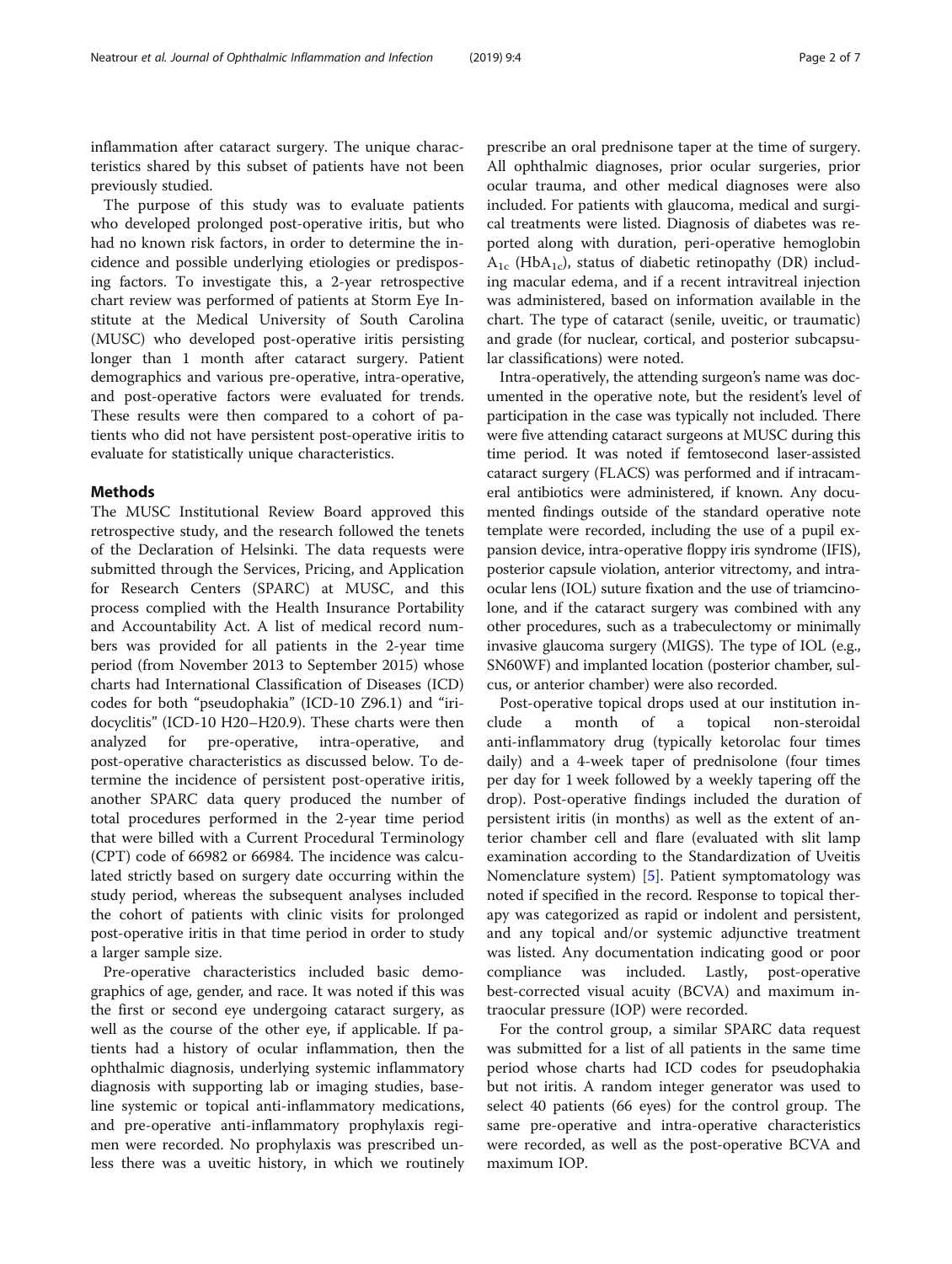inflammation after cataract surgery. The unique characteristics shared by this subset of patients have not been previously studied.

The purpose of this study was to evaluate patients who developed prolonged post-operative iritis, but who had no known risk factors, in order to determine the incidence and possible underlying etiologies or predisposing factors. To investigate this, a 2-year retrospective chart review was performed of patients at Storm Eye Institute at the Medical University of South Carolina (MUSC) who developed post-operative iritis persisting longer than 1 month after cataract surgery. Patient demographics and various pre-operative, intra-operative, and post-operative factors were evaluated for trends. These results were then compared to a cohort of patients who did not have persistent post-operative iritis to evaluate for statistically unique characteristics.

## Methods

The MUSC Institutional Review Board approved this retrospective study, and the research followed the tenets of the Declaration of Helsinki. The data requests were submitted through the Services, Pricing, and Application for Research Centers (SPARC) at MUSC, and this process complied with the Health Insurance Portability and Accountability Act. A list of medical record numbers was provided for all patients in the 2-year time period (from November 2013 to September 2015) whose charts had International Classification of Diseases (ICD) codes for both "pseudophakia" (ICD-10 Z96.1) and "iridocyclitis" (ICD-10 H20–H20.9). These charts were then analyzed for pre-operative, intra-operative, and post-operative characteristics as discussed below. To determine the incidence of persistent post-operative iritis, another SPARC data query produced the number of total procedures performed in the 2-year time period that were billed with a Current Procedural Terminology (CPT) code of 66982 or 66984. The incidence was calculated strictly based on surgery date occurring within the study period, whereas the subsequent analyses included the cohort of patients with clinic visits for prolonged post-operative iritis in that time period in order to study a larger sample size.

Pre-operative characteristics included basic demographics of age, gender, and race. It was noted if this was the first or second eye undergoing cataract surgery, as well as the course of the other eye, if applicable. If patients had a history of ocular inflammation, then the ophthalmic diagnosis, underlying systemic inflammatory diagnosis with supporting lab or imaging studies, baseline systemic or topical anti-inflammatory medications, and pre-operative anti-inflammatory prophylaxis regimen were recorded. No prophylaxis was prescribed unless there was a uveitic history, in which we routinely prescribe an oral prednisone taper at the time of surgery. All ophthalmic diagnoses, prior ocular surgeries, prior ocular trauma, and other medical diagnoses were also included. For patients with glaucoma, medical and surgical treatments were listed. Diagnosis of diabetes was reported along with duration, peri-operative hemoglobin $A_{1c}$ ($HbA_{1c}$), status of diabetic retinopathy (DR) including macular edema, and if a recent intravitreal injection was administered, based on information available in the chart. The type of cataract (senile, uveitic, or traumatic) and grade (for nuclear, cortical, and posterior subcapsular classifications) were noted.

Intra-operatively, the attending surgeon's name was documented in the operative note, but the resident's level of participation in the case was typically not included. There were five attending cataract surgeons at MUSC during this time period. It was noted if femtosecond laser-assisted cataract surgery (FLACS) was performed and if intracameral antibiotics were administered, if known. Any documented findings outside of the standard operative note template were recorded, including the use of a pupil expansion device, intra-operative floppy iris syndrome (IFIS), posterior capsule violation, anterior vitrectomy, and intraocular lens (IOL) suture fixation and the use of triamcinolone, and if the cataract surgery was combined with any other procedures, such as a trabeculectomy or minimally invasive glaucoma surgery (MIGS). The type of IOL (e.g., SN60WF) and implanted location (posterior chamber, sulcus, or anterior chamber) were also recorded.

Post-operative topical drops used at our institution include a month of a topical non-steroidal anti-inflammatory drug (typically ketorolac four times daily) and a 4-week taper of prednisolone (four times per day for 1 week followed by a weekly tapering off the drop). Post-operative findings included the duration of persistent iritis (in months) as well as the extent of anterior chamber cell and flare (evaluated with slit lamp examination according to the Standardization of Uveitis Nomenclature system) [5]. Patient symptomatology was noted if specified in the record. Response to topical therapy was categorized as rapid or indolent and persistent, and any topical and/or systemic adjunctive treatment was listed. Any documentation indicating good or poor compliance was included. Lastly, post-operative best-corrected visual acuity (BCVA) and maximum intraocular pressure (IOP) were recorded.

For the control group, a similar SPARC data request was submitted for a list of all patients in the same time period whose charts had ICD codes for pseudophakia but not iritis. A random integer generator was used to select 40 patients (66 eyes) for the control group. The same pre-operative and intra-operative characteristics were recorded, as well as the post-operative BCVA and maximum IOP.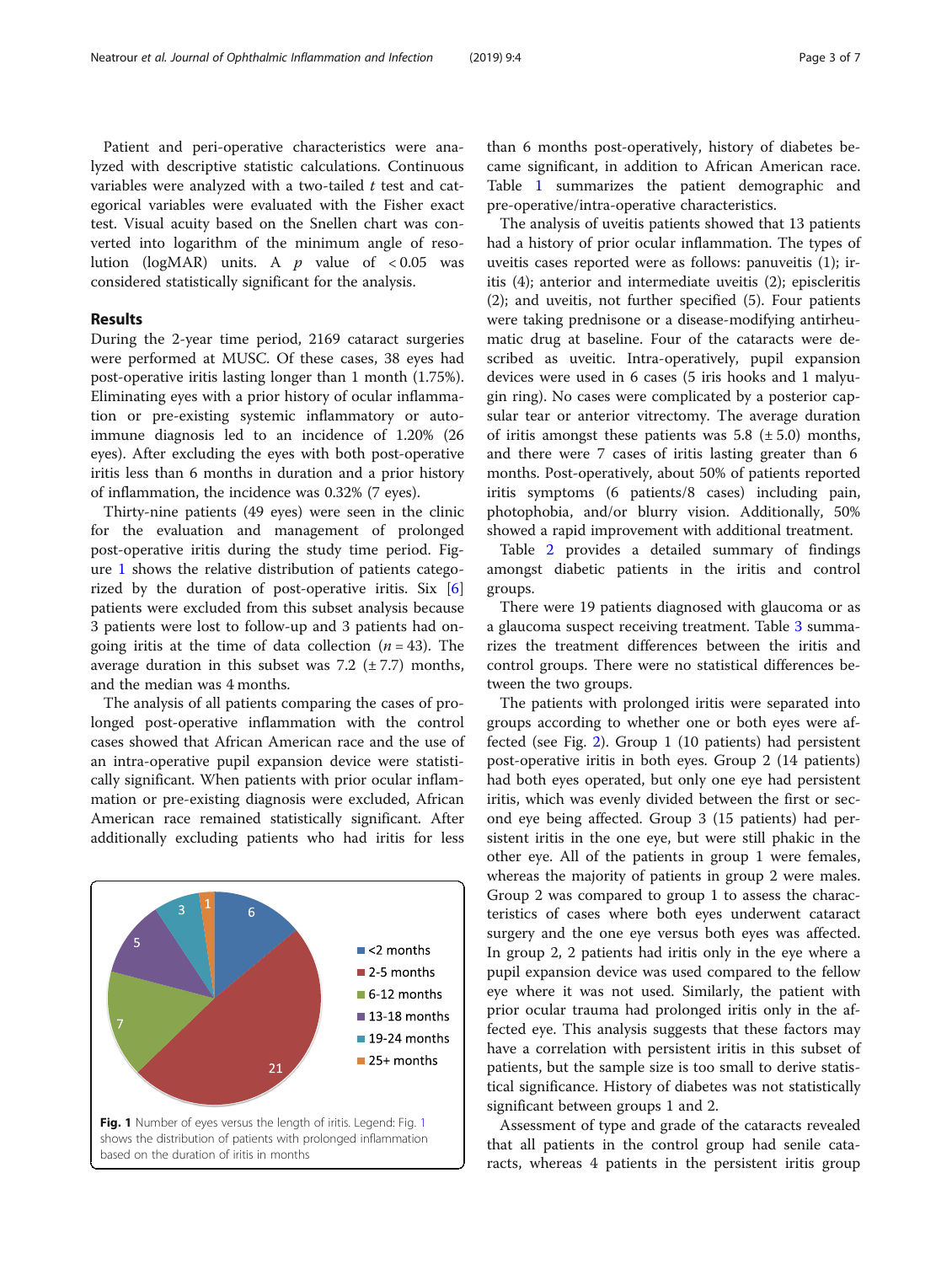Patient and peri-operative characteristics were analyzed with descriptive statistic calculations. Continuous variables were analyzed with a two-tailed *t* test and categorical variables were evaluated with the Fisher exact test. Visual acuity based on the Snellen chart was converted into logarithm of the minimum angle of resolution (logMAR) units. A $p$ value of $< 0.05$ was considered statistically significant for the analysis.

## Results

During the 2-year time period, 2169 cataract surgeries were performed at MUSC. Of these cases, 38 eyes had post-operative iritis lasting longer than 1 month (1.75%). Eliminating eyes with a prior history of ocular inflammation or pre-existing systemic inflammatory or autoimmune diagnosis led to an incidence of 1.20% (26 eyes). After excluding the eyes with both post-operative iritis less than 6 months in duration and a prior history of inflammation, the incidence was 0.32% (7 eyes).

Thirty-nine patients (49 eyes) were seen in the clinic for the evaluation and management of prolonged post-operative iritis during the study time period. Figure 1 shows the relative distribution of patients categorized by the duration of post-operative iritis. Six [6] patients were excluded from this subset analysis because 3 patients were lost to follow-up and 3 patients had ongoing iritis at the time of data collection ($n = 43$). The average duration in this subset was 7.2 (± 7.7) months, and the median was 4 months.

The analysis of all patients comparing the cases of prolonged post-operative inflammation with the control cases showed that African American race and the use of an intra-operative pupil expansion device were statistically significant. When patients with prior ocular inflammation or pre-existing diagnosis were excluded, African American race remained statistically significant. After additionally excluding patients who had iritis for less than 6 months post-operatively, history of diabetes became significant, in addition to African American race. Table 1 summarizes the patient demographic and pre-operative/intra-operative characteristics.

| Duration | Number of eyes |
|---|---|
| <2 months | 6 |
| 2-5 months | 21 |
| 6-12 months | 7 |
| 13-18 months | 5 |
| 19-24 months | 3 |
| 25+ months | 1 |

**Fig. 1** Number of eyes versus the length of iritis. Legend: Fig. 1 shows the distribution of patients with prolonged inflammation based on the duration of iritis in months

The analysis of uveitis patients showed that 13 patients had a history of prior ocular inflammation. The types of uveitis cases reported were as follows: panuveitis (1); iritis (4); anterior and intermediate uveitis (2); episcleritis (2); and uveitis, not further specified (5). Four patients were taking prednisone or a disease-modifying antirheumatic drug at baseline. Four of the cataracts were described as uveitic. Intra-operatively, pupil expansion devices were used in 6 cases (5 iris hooks and 1 malyugin ring). No cases were complicated by a posterior capsular tear or anterior vitrectomy. The average duration of iritis amongst these patients was 5.8 (± 5.0) months, and there were 7 cases of iritis lasting greater than 6 months. Post-operatively, about 50% of patients reported iritis symptoms (6 patients/8 cases) including pain, photophobia, and/or blurry vision. Additionally, 50% showed a rapid improvement with additional treatment.

Table 2 provides a detailed summary of findings amongst diabetic patients in the iritis and control groups.

There were 19 patients diagnosed with glaucoma or as a glaucoma suspect receiving treatment. Table 3 summarizes the treatment differences between the iritis and control groups. There were no statistical differences between the two groups.

The patients with prolonged iritis were separated into groups according to whether one or both eyes were affected (see Fig. 2). Group 1 (10 patients) had persistent post-operative iritis in both eyes. Group 2 (14 patients) had both eyes operated, but only one eye had persistent iritis, which was evenly divided between the first or second eye being affected. Group 3 (15 patients) had persistent iritis in the one eye, but were still phakic in the other eye. All of the patients in group 1 were females, whereas the majority of patients in group 2 were males. Group 2 was compared to group 1 to assess the characteristics of cases where both eyes underwent cataract surgery and the one eye versus both eyes was affected. In group 2, 2 patients had iritis only in the eye where a pupil expansion device was used compared to the fellow eye where it was not used. Similarly, the patient with prior ocular trauma had prolonged iritis only in the affected eye. This analysis suggests that these factors may have a correlation with persistent iritis in this subset of patients, but the sample size is too small to derive statistical significance. History of diabetes was not statistically significant between groups 1 and 2.

Assessment of type and grade of the cataracts revealed that all patients in the control group had senile cataracts, whereas 4 patients in the persistent iritis group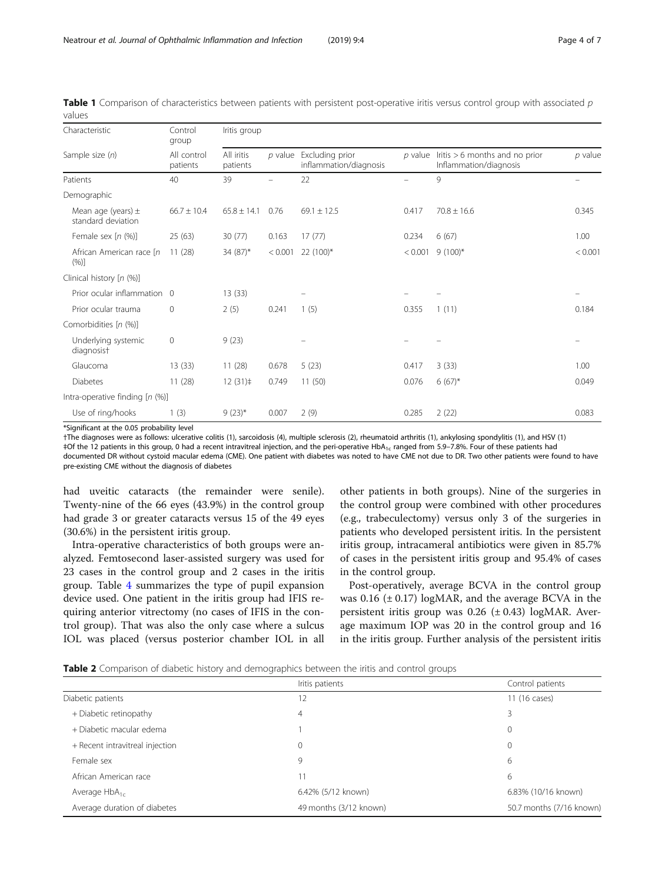**Table 1** Comparison of characteristics between patients with persistent post-operative iritis versus control group with associated *p* values

| Characteristic | Control group | Iritis group | | | | | |
|---|---|---|---|---|---|---|---|
| Sample size (*n*) | All control patients | All iritis patients | *p* value | Excluding prior inflammation/diagnosis | *p* value | Iritis > 6 months and no prior Inflammation/diagnosis | *p* value |
| Patients | 40 | 39 | – | 22 | – | 9 | – |
| Demographic | | | | | | | |
| Mean age (years) ± standard deviation | 66.7 ± 10.4 | 65.8 ± 14.1 | 0.76 | 69.1 ± 12.5 | 0.417 | 70.8 ± 16.6 | 0.345 |
| Female sex [*n* (%)] | 25 (63) | 30 (77) | 0.163 | 17 (77) | 0.234 | 6 (67) | 1.00 |
| African American race [*n* (%)] | 11 (28) | 34 (87)* | < 0.001 | 22 (100)* | < 0.001 | 9 (100)* | < 0.001 |
| Clinical history [*n* (%)] | | | | | | | |
| Prior ocular inflammation | 0 | 13 (33) | | – | – | – | – |
| Prior ocular trauma | 0 | 2 (5) | 0.241 | 1 (5) | 0.355 | 1 (11) | 0.184 |
| Comorbidities [*n* (%)] | | | | | | | |
| Underlying systemic diagnosis† | 0 | 9 (23) | | – | – | – | – |
| Glaucoma | 13 (33) | 11 (28) | 0.678 | 5 (23) | 0.417 | 3 (33) | 1.00 |
| Diabetes | 11 (28) | 12 (31)‡ | 0.749 | 11 (50) | 0.076 | 6 (67)* | 0.049 |
| Intra-operative finding [*n* (%)] | | | | | | | |
| Use of ring/hooks | 1 (3) | 9 (23)* | 0.007 | 2 (9) | 0.285 | 2 (22) | 0.083 |

*Significant at the 0.05 probability level

†The diagnoses were as follows: ulcerative colitis (1), sarcoidosis (4), multiple sclerosis (2), rheumatoid arthritis (1), ankylosing spondylitis (1), and HSV (1)

‡Of the 12 patients in this group, 0 had a recent intravitreal injection, and the peri-operative $HbA_{1c}$ ranged from 5.9–7.8%. Four of these patients had documented DR without cystoid macular edema (CME). One patient with diabetes was noted to have CME not due to DR. Two other patients were found to have pre-existing CME without the diagnosis of diabetes

had uveitic cataracts (the remainder were senile). Twenty-nine of the 66 eyes (43.9%) in the control group had grade 3 or greater cataracts versus 15 of the 49 eyes (30.6%) in the persistent iritis group.

Intra-operative characteristics of both groups were analyzed. Femtosecond laser-assisted surgery was used for 23 cases in the control group and 2 cases in the iritis group. Table 4 summarizes the type of pupil expansion device used. One patient in the iritis group had IFIS requiring anterior vitrectomy (no cases of IFIS in the control group). That was also the only case where a sulcus IOL was placed (versus posterior chamber IOL in all other patients in both groups). Nine of the surgeries in the control group were combined with other procedures (e.g., trabeculectomy) versus only 3 of the surgeries in patients who developed persistent iritis. In the persistent iritis group, intracameral antibiotics were given in 85.7% of cases in the persistent iritis group and 95.4% of cases in the control group.

Post-operatively, average BCVA in the control group was 0.16 (± 0.17) logMAR, and the average BCVA in the persistent iritis group was 0.26 (± 0.43) logMAR. Average maximum IOP was 20 in the control group and 16 in the iritis group. Further analysis of the persistent iritis

**Table 2** Comparison of diabetic history and demographics between the iritis and control groups

| | Iritis patients | Control patients |
|---|---|---|
| Diabetic patients | 12 | 11 (16 cases) |
| + Diabetic retinopathy | 4 | 3 |
| + Diabetic macular edema | 1 | 0 |
| + Recent intravitreal injection | 0 | 0 |
| Female sex | 9 | 6 |
| African American race | 11 | 6 |
| Average $HbA_{1c}$ | 6.42% (5/12 known) | 6.83% (10/16 known) |
| Average duration of diabetes | 49 months (3/12 known) | 50.7 months (7/16 known) |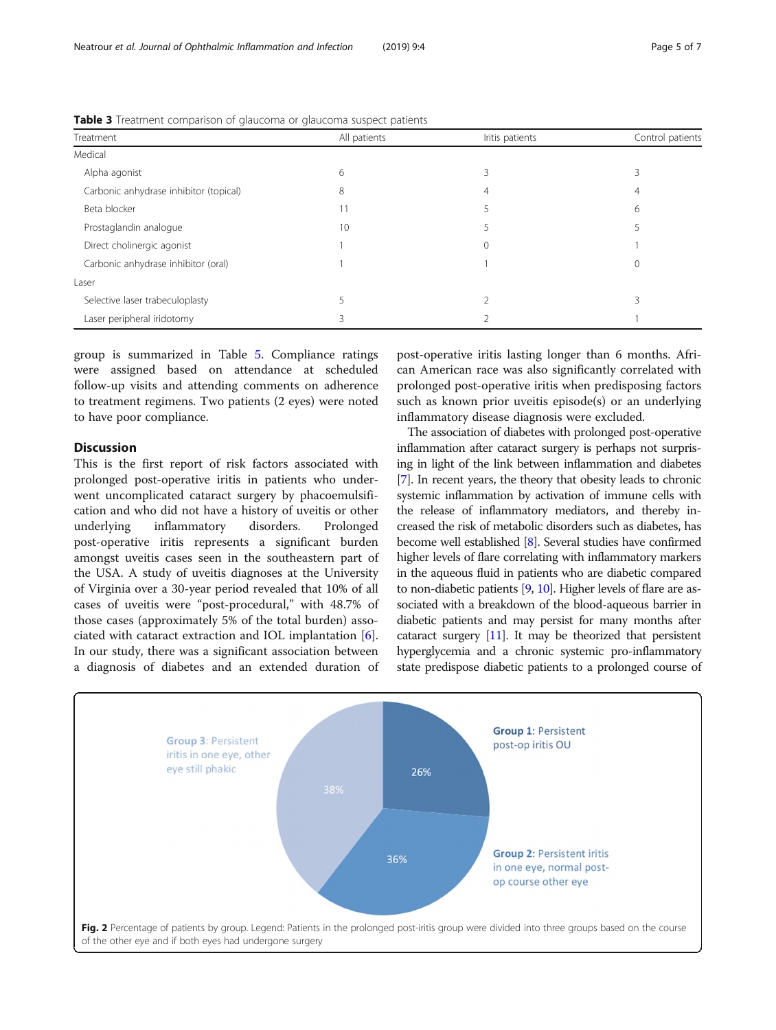**Table 3** Treatment comparison of glaucoma or glaucoma suspect patients

| Treatment | All patients | Iritis patients | Control patients |
|---|---|---|---|
| Medical | | | |
| Alpha agonist | 6 | 3 | 3 |
| Carbonic anhydrase inhibitor (topical) | 8 | 4 | 4 |
| Beta blocker | 11 | 5 | 6 |
| Prostaglandin analogue | 10 | 5 | 5 |
| Direct cholinergic agonist | 1 | 0 | 1 |
| Carbonic anhydrase inhibitor (oral) | 1 | 1 | 0 |
| Laser | | | |
| Selective laser trabeculoplasty | 5 | 2 | 3 |
| Laser peripheral iridotomy | 3 | 2 | 1 |

group is summarized in Table 5. Compliance ratings were assigned based on attendance at scheduled follow-up visits and attending comments on adherence to treatment regimens. Two patients (2 eyes) were noted to have poor compliance.

## Discussion

This is the first report of risk factors associated with prolonged post-operative iritis in patients who underwent uncomplicated cataract surgery by phacoemulsification and who did not have a history of uveitis or other underlying inflammatory disorders. Prolonged post-operative iritis represents a significant burden amongst uveitis cases seen in the southeastern part of the USA. A study of uveitis diagnoses at the University of Virginia over a 30-year period revealed that 10% of all cases of uveitis were "post-procedural," with 48.7% of those cases (approximately 5% of the total burden) associated with cataract extraction and IOL implantation [6]. In our study, there was a significant association between a diagnosis of diabetes and an extended duration of post-operative iritis lasting longer than 6 months. African American race was also significantly correlated with prolonged post-operative iritis when predisposing factors such as known prior uveitis episode(s) or an underlying inflammatory disease diagnosis were excluded.

The association of diabetes with prolonged post-operative inflammation after cataract surgery is perhaps not surprising in light of the link between inflammation and diabetes [7]. In recent years, the theory that obesity leads to chronic systemic inflammation by activation of immune cells with the release of inflammatory mediators, and thereby increased the risk of metabolic disorders such as diabetes, has become well established [8]. Several studies have confirmed higher levels of flare correlating with inflammatory markers in the aqueous fluid in patients who are diabetic compared to non-diabetic patients [9, 10]. Higher levels of flare are associated with a breakdown of the blood-aqueous barrier in diabetic patients and may persist for many months after cataract surgery [11]. It may be theorized that persistent hyperglycemia and a chronic systemic pro-inflammatory state predispose diabetic patients to a prolonged course of

Group 1: Persistent post-op iritis OU — 26%

Group 2: Persistent iritis in one eye, normal post-op course other eye — 36%

Group 3: Persistent iritis in one eye, other eye still phakic — 38%

**Fig. 2** Percentage of patients by group. Legend: Patients in the prolonged post-iritis group were divided into three groups based on the course of the other eye and if both eyes had undergone surgery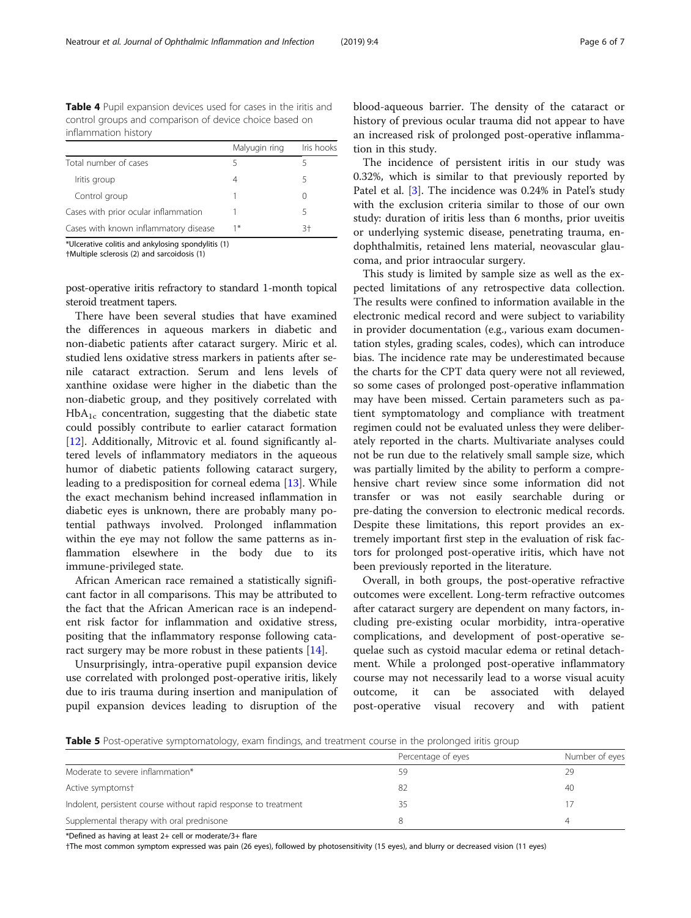**Table 4** Pupil expansion devices used for cases in the iritis and control groups and comparison of device choice based on inflammation history

| | Malyugin ring | Iris hooks |
|---|---|---|
| Total number of cases | 5 | 5 |
| Iritis group | 4 | 5 |
| Control group | 1 | 0 |
| Cases with prior ocular inflammation | 1 | 5 |
| Cases with known inflammatory disease | 1* | 3† |

*Ulcerative colitis and ankylosing spondylitis (1)

†Multiple sclerosis (2) and sarcoidosis (1)

post-operative iritis refractory to standard 1-month topical steroid treatment tapers.

There have been several studies that have examined the differences in aqueous markers in diabetic and non-diabetic patients after cataract surgery. Miric et al. studied lens oxidative stress markers in patients after senile cataract extraction. Serum and lens levels of xanthine oxidase were higher in the diabetic than the non-diabetic group, and they positively correlated with $HbA_{1c}$ concentration, suggesting that the diabetic state could possibly contribute to earlier cataract formation [12]. Additionally, Mitrovic et al. found significantly altered levels of inflammatory mediators in the aqueous humor of diabetic patients following cataract surgery, leading to a predisposition for corneal edema [13]. While the exact mechanism behind increased inflammation in diabetic eyes is unknown, there are probably many potential pathways involved. Prolonged inflammation within the eye may not follow the same patterns as inflammation elsewhere in the body due to its immune-privileged state.

African American race remained a statistically significant factor in all comparisons. This may be attributed to the fact that the African American race is an independent risk factor for inflammation and oxidative stress, positing that the inflammatory response following cataract surgery may be more robust in these patients [14].

Unsurprisingly, intra-operative pupil expansion device use correlated with prolonged post-operative iritis, likely due to iris trauma during insertion and manipulation of pupil expansion devices leading to disruption of the blood-aqueous barrier. The density of the cataract or history of previous ocular trauma did not appear to have an increased risk of prolonged post-operative inflammation in this study.

The incidence of persistent iritis in our study was 0.32%, which is similar to that previously reported by Patel et al. [3]. The incidence was 0.24% in Patel's study with the exclusion criteria similar to those of our own study: duration of iritis less than 6 months, prior uveitis or underlying systemic disease, penetrating trauma, endophthalmitis, retained lens material, neovascular glaucoma, and prior intraocular surgery.

This study is limited by sample size as well as the expected limitations of any retrospective data collection. The results were confined to information available in the electronic medical record and were subject to variability in provider documentation (e.g., various exam documentation styles, grading scales, codes), which can introduce bias. The incidence rate may be underestimated because the charts for the CPT data query were not all reviewed, so some cases of prolonged post-operative inflammation may have been missed. Certain parameters such as patient symptomatology and compliance with treatment regimen could not be evaluated unless they were deliberately reported in the charts. Multivariate analyses could not be run due to the relatively small sample size, which was partially limited by the ability to perform a comprehensive chart review since some information did not transfer or was not easily searchable during or pre-dating the conversion to electronic medical records. Despite these limitations, this report provides an extremely important first step in the evaluation of risk factors for prolonged post-operative iritis, which have not been previously reported in the literature.

Overall, in both groups, the post-operative refractive outcomes were excellent. Long-term refractive outcomes after cataract surgery are dependent on many factors, including pre-existing ocular morbidity, intra-operative complications, and development of post-operative sequelae such as cystoid macular edema or retinal detachment. While a prolonged post-operative inflammatory course may not necessarily lead to a worse visual acuity outcome, it can be associated with delayed post-operative visual recovery and with patient

**Table 5** Post-operative symptomatology, exam findings, and treatment course in the prolonged iritis group

| | Percentage of eyes | Number of eyes |
|---|---|---|
| Moderate to severe inflammation* | 59 | 29 |
| Active symptoms† | 82 | 40 |
| Indolent, persistent course without rapid response to treatment | 35 | 17 |
| Supplemental therapy with oral prednisone | 8 | 4 |

*Defined as having at least 2+ cell or moderate/3+ flare

†The most common symptom expressed was pain (26 eyes), followed by photosensitivity (15 eyes), and blurry or decreased vision (11 eyes)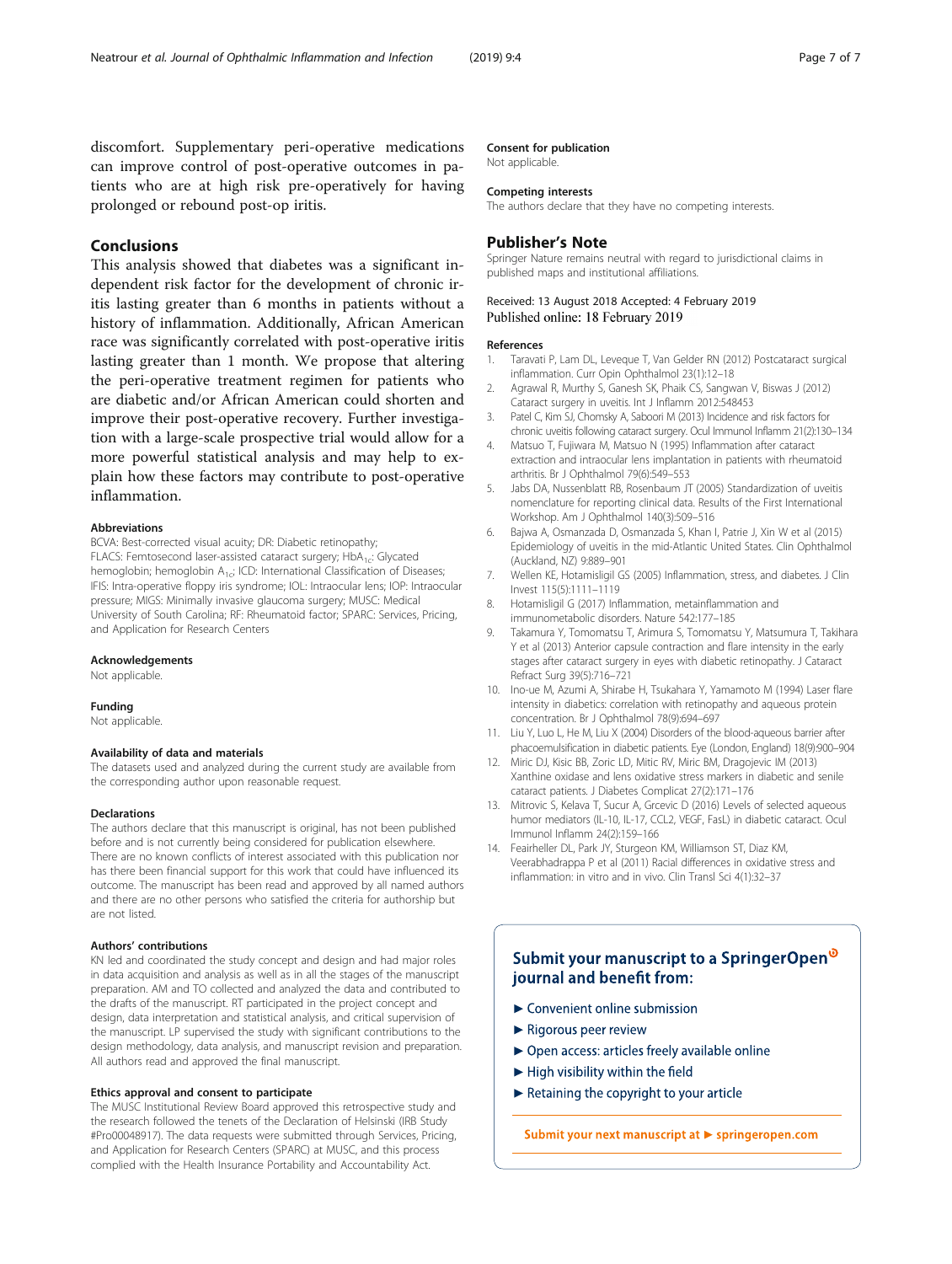discomfort. Supplementary peri-operative medications can improve control of post-operative outcomes in patients who are at high risk pre-operatively for having prolonged or rebound post-op iritis.

## Conclusions

This analysis showed that diabetes was a significant independent risk factor for the development of chronic iritis lasting greater than 6 months in patients without a history of inflammation. Additionally, African American race was significantly correlated with post-operative iritis lasting greater than 1 month. We propose that altering the peri-operative treatment regimen for patients who are diabetic and/or African American could shorten and improve their post-operative recovery. Further investigation with a large-scale prospective trial would allow for a more powerful statistical analysis and may help to explain how these factors may contribute to post-operative inflammation.

### Abbreviations

BCVA: Best-corrected visual acuity; DR: Diabetic retinopathy; FLACS: Femtosecond laser-assisted cataract surgery; $HbA_{1c}$: Glycated hemoglobin; hemoglobin $A_{1c}$; ICD: International Classification of Diseases; IFIS: Intra-operative floppy iris syndrome; IOL: Intraocular lens; IOP: Intraocular pressure; MIGS: Minimally invasive glaucoma surgery; MUSC: Medical University of South Carolina; RF: Rheumatoid factor; SPARC: Services, Pricing, and Application for Research Centers

### Acknowledgements

Not applicable.

### Funding

Not applicable.

### Availability of data and materials

The datasets used and analyzed during the current study are available from the corresponding author upon reasonable request.

### Declarations

The authors declare that this manuscript is original, has not been published before and is not currently being considered for publication elsewhere. There are no known conflicts of interest associated with this publication nor has there been financial support for this work that could have influenced its outcome. The manuscript has been read and approved by all named authors and there are no other persons who satisfied the criteria for authorship but are not listed.

### Authors' contributions

KN led and coordinated the study concept and design and had major roles in data acquisition and analysis as well as in all the stages of the manuscript preparation. AM and TO collected and analyzed the data and contributed to the drafts of the manuscript. RT participated in the project concept and design, data interpretation and statistical analysis, and critical supervision of the manuscript. LP supervised the study with significant contributions to the design methodology, data analysis, and manuscript revision and preparation. All authors read and approved the final manuscript.

### Ethics approval and consent to participate

The MUSC Institutional Review Board approved this retrospective study and the research followed the tenets of the Declaration of Helsinki (IRB Study #Pro00048917). The data requests were submitted through Services, Pricing, and Application for Research Centers (SPARC) at MUSC, and this process complied with the Health Insurance Portability and Accountability Act.

### Consent for publication

Not applicable.

### Competing interests

The authors declare that they have no competing interests.

## Publisher's Note

Springer Nature remains neutral with regard to jurisdictional claims in published maps and institutional affiliations.

Received: 13 August 2018 Accepted: 4 February 2019
Published online: 18 February 2019

### References

1. Taravati P, Lam DL, Leveque T, Van Gelder RN (2012) Postcataract surgical inflammation. Curr Opin Ophthalmol 23(1):12–18
2. Agrawal R, Murthy S, Ganesh SK, Phaik CS, Sangwan V, Biswas J (2012) Cataract surgery in uveitis. Int J Inflamm 2012:548453
3. Patel C, Kim SJ, Chomsky A, Saboori M (2013) Incidence and risk factors for chronic uveitis following cataract surgery. Ocul Immunol Inflamm 21(2):130–134
4. Matsuo T, Fujiwara M, Matsuo N (1995) Inflammation after cataract extraction and intraocular lens implantation in patients with rheumatoid arthritis. Br J Ophthalmol 79(6):549–553
5. Jabs DA, Nussenblatt RB, Rosenbaum JT (2005) Standardization of uveitis nomenclature for reporting clinical data. Results of the First International Workshop. Am J Ophthalmol 140(3):509–516
6. Bajwa A, Osmanzada D, Osmanzada S, Khan I, Patrie J, Xin W et al (2015) Epidemiology of uveitis in the mid-Atlantic United States. Clin Ophthalmol (Auckland, NZ) 9:889–901
7. Wellen KE, Hotamisligil GS (2005) Inflammation, stress, and diabetes. J Clin Invest 115(5):1111–1119
8. Hotamisligil G (2017) Inflammation, metainflammation and immunometabolic disorders. Nature 542:177–185
9. Takamura Y, Tomomatsu T, Arimura S, Tomomatsu Y, Matsumura T, Takihara Y et al (2013) Anterior capsule contraction and flare intensity in the early stages after cataract surgery in eyes with diabetic retinopathy. J Cataract Refract Surg 39(5):716–721
10. Ino-ue M, Azumi A, Shirabe H, Tsukahara Y, Yamamoto M (1994) Laser flare intensity in diabetics: correlation with retinopathy and aqueous protein concentration. Br J Ophthalmol 78(9):694–697
11. Liu Y, Luo L, He M, Liu X (2004) Disorders of the blood-aqueous barrier after phacoemulsification in diabetic patients. Eye (London, England) 18(9):900–904
12. Miric DJ, Kisic BB, Zoric LD, Mitic RV, Miric BM, Dragojevic IM (2013) Xanthine oxidase and lens oxidative stress markers in diabetic and senile cataract patients. J Diabetes Complicat 27(2):171–176
13. Mitrovic S, Kelava T, Sucur A, Grcevic D (2016) Levels of selected aqueous humor mediators (IL-10, IL-17, CCL2, VEGF, FasL) in diabetic cataract. Ocul Immunol Inflamm 24(2):159–166
14. Feairheller DL, Park JY, Sturgeon KM, Williamson ST, Diaz KM, Veerabhadrappa P et al (2011) Racial differences in oxidative stress and inflammation: in vitro and in vivo. Clin Transl Sci 4(1):32–37

**Submit your manuscript to a SpringerOpen journal and benefit from:**

- ► Convenient online submission
- ► Rigorous peer review
- ► Open access: articles freely available online
- ► High visibility within the field
- ► Retaining the copyright to your article

Submit your next manuscript at ► springeropen.com